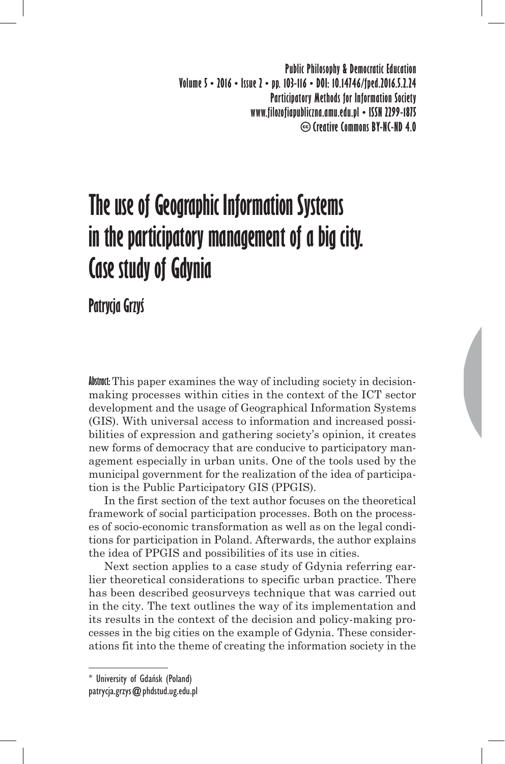Public Philosophy & Democratic Education
Volume 5 • 2016 • Issue 2 • pp. 103-116 • DOI: 10.14746/fped.2016.5.2.24
Participatory Methods for Information Society
www.filozofiapubliczna.amu.edu.pl • ISSN 2299-1875
Creative Commons BY-NC-ND 4.0

# The use of Geographic Information Systems in the participatory management of a big city. Case study of Gdynia

Patrycja Grzyś

**Abstract:** This paper examines the way of including society in decision-making processes within cities in the context of the ICT sector development and the usage of Geographical Information Systems (GIS). With universal access to information and increased possibilities of expression and gathering society's opinion, it creates new forms of democracy that are conducive to participatory management especially in urban units. One of the tools used by the municipal government for the realization of the idea of participation is the Public Participatory GIS (PPGIS).

In the first section of the text author focuses on the theoretical framework of social participation processes. Both on the processes of socio-economic transformation as well as on the legal conditions for participation in Poland. Afterwards, the author explains the idea of PPGIS and possibilities of its use in cities.

Next section applies to a case study of Gdynia referring earlier theoretical considerations to specific urban practice. There has been described geosurveys technique that was carried out in the city. The text outlines the way of its implementation and its results in the context of the decision and policy-making processes in the big cities on the example of Gdynia. These considerations fit into the theme of creating the information society in the

---

* University of Gdańsk (Poland)
patrycja.grzys@phdstud.ug.edu.pl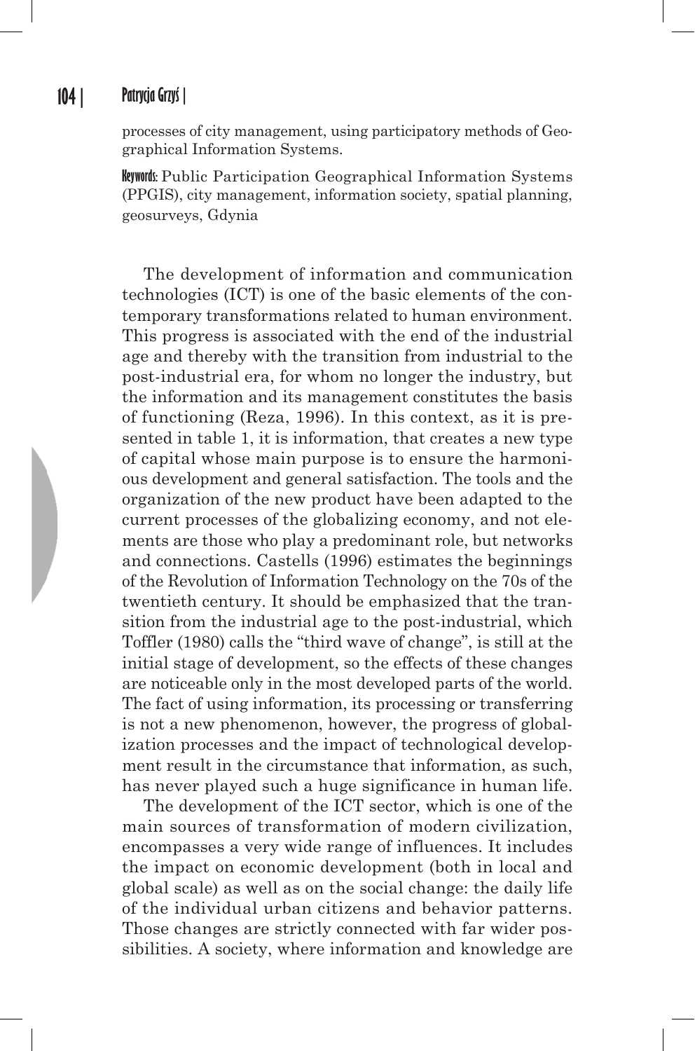processes of city management, using participatory methods of Geographical Information Systems.

**Keywords:** Public Participation Geographical Information Systems (PPGIS), city management, information society, spatial planning, geosurveys, Gdynia

The development of information and communication technologies (ICT) is one of the basic elements of the contemporary transformations related to human environment. This progress is associated with the end of the industrial age and thereby with the transition from industrial to the post-industrial era, for whom no longer the industry, but the information and its management constitutes the basis of functioning (Reza, 1996). In this context, as it is presented in table 1, it is information, that creates a new type of capital whose main purpose is to ensure the harmonious development and general satisfaction. The tools and the organization of the new product have been adapted to the current processes of the globalizing economy, and not elements are those who play a predominant role, but networks and connections. Castells (1996) estimates the beginnings of the Revolution of Information Technology on the 70s of the twentieth century. It should be emphasized that the transition from the industrial age to the post-industrial, which Toffler (1980) calls the "third wave of change", is still at the initial stage of development, so the effects of these changes are noticeable only in the most developed parts of the world. The fact of using information, its processing or transferring is not a new phenomenon, however, the progress of globalization processes and the impact of technological development result in the circumstance that information, as such, has never played such a huge significance in human life.

The development of the ICT sector, which is one of the main sources of transformation of modern civilization, encompasses a very wide range of influences. It includes the impact on economic development (both in local and global scale) as well as on the social change: the daily life of the individual urban citizens and behavior patterns. Those changes are strictly connected with far wider possibilities. A society, where information and knowledge are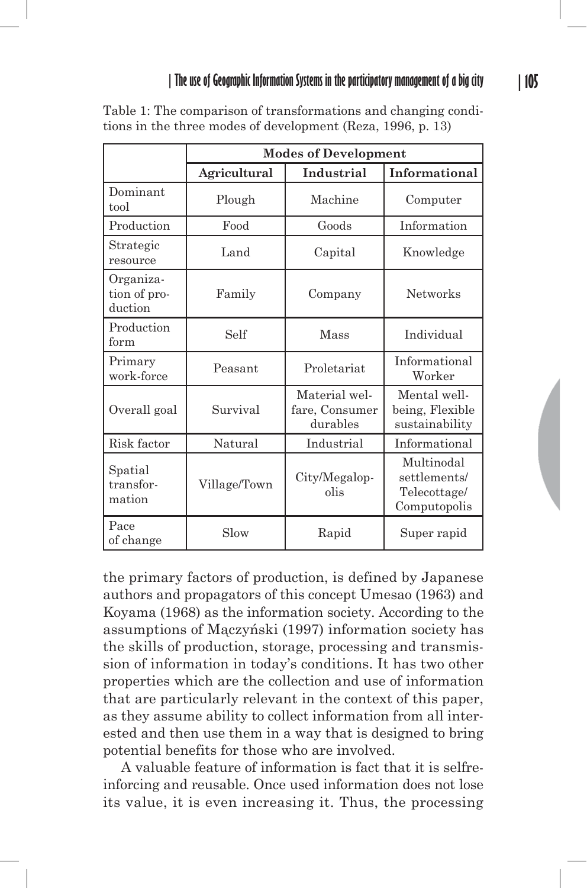Table 1: The comparison of transformations and changing conditions in the three modes of development (Reza, 1996, p. 13)

| | Modes of Development | | |
|---|---|---|---|
| | **Agricultural** | **Industrial** | **Informational** |
| Dominant tool | Plough | Machine | Computer |
| Production | Food | Goods | Information |
| Strategic resource | Land | Capital | Knowledge |
| Organization of production | Family | Company | Networks |
| Production form | Self | Mass | Individual |
| Primary work-force | Peasant | Proletariat | Informational Worker |
| Overall goal | Survival | Material welfare, Consumer durables | Mental well-being, Flexible sustainability |
| Risk factor | Natural | Industrial | Informational |
| Spatial transformation | Village/Town | City/Megalopolis | Multinodal settlements/ Telecottage/ Computopolis |
| Pace of change | Slow | Rapid | Super rapid |

the primary factors of production, is defined by Japanese authors and propagators of this concept Umesao (1963) and Koyama (1968) as the information society. According to the assumptions of Mączyński (1997) information society has the skills of production, storage, processing and transmission of information in today's conditions. It has two other properties which are the collection and use of information that are particularly relevant in the context of this paper, as they assume ability to collect information from all interested and then use them in a way that is designed to bring potential benefits for those who are involved.

A valuable feature of information is fact that it is selfreinforcing and reusable. Once used information does not lose its value, it is even increasing it. Thus, the processing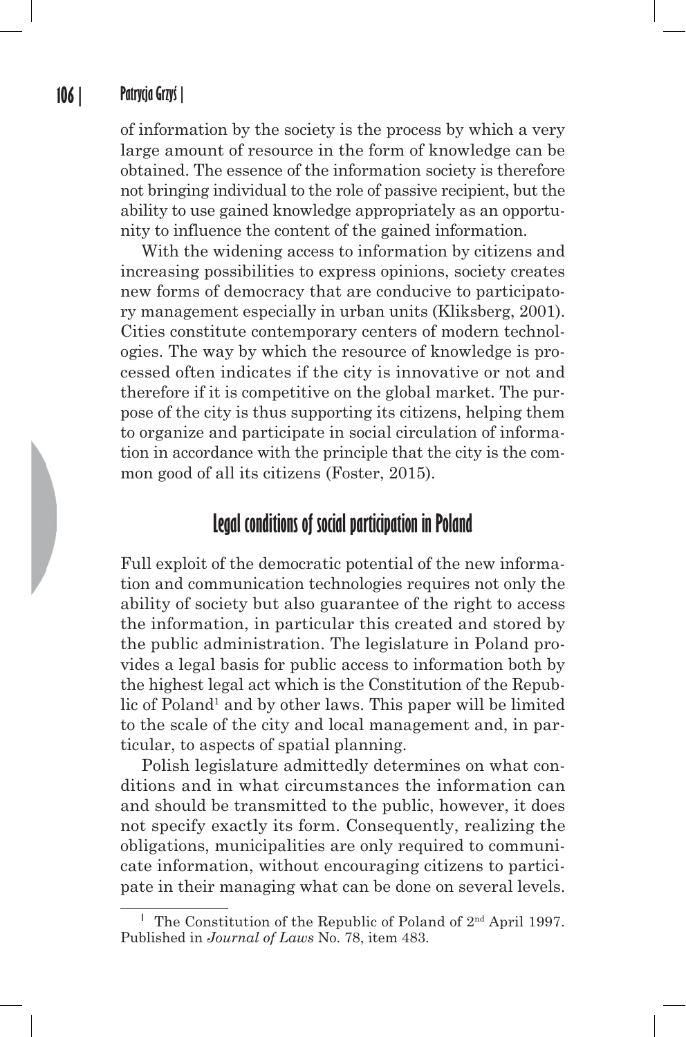of information by the society is the process by which a very large amount of resource in the form of knowledge can be obtained. The essence of the information society is therefore not bringing individual to the role of passive recipient, but the ability to use gained knowledge appropriately as an opportunity to influence the content of the gained information.

With the widening access to information by citizens and increasing possibilities to express opinions, society creates new forms of democracy that are conducive to participatory management especially in urban units (Kliksberg, 2001). Cities constitute contemporary centers of modern technologies. The way by which the resource of knowledge is processed often indicates if the city is innovative or not and therefore if it is competitive on the global market. The purpose of the city is thus supporting its citizens, helping them to organize and participate in social circulation of information in accordance with the principle that the city is the common good of all its citizens (Foster, 2015).

## Legal conditions of social participation in Poland

Full exploit of the democratic potential of the new information and communication technologies requires not only the ability of society but also guarantee of the right to access the information, in particular this created and stored by the public administration. The legislature in Poland provides a legal basis for public access to information both by the highest legal act which is the Constitution of the Republic of Poland[1] and by other laws. This paper will be limited to the scale of the city and local management and, in particular, to aspects of spatial planning.

Polish legislature admittedly determines on what conditions and in what circumstances the information can and should be transmitted to the public, however, it does not specify exactly its form. Consequently, realizing the obligations, municipalities are only required to communicate information, without encouraging citizens to participate in their managing what can be done on several levels.

[1] The Constitution of the Republic of Poland of 2nd April 1997. Published in *Journal of Laws* No. 78, item 483.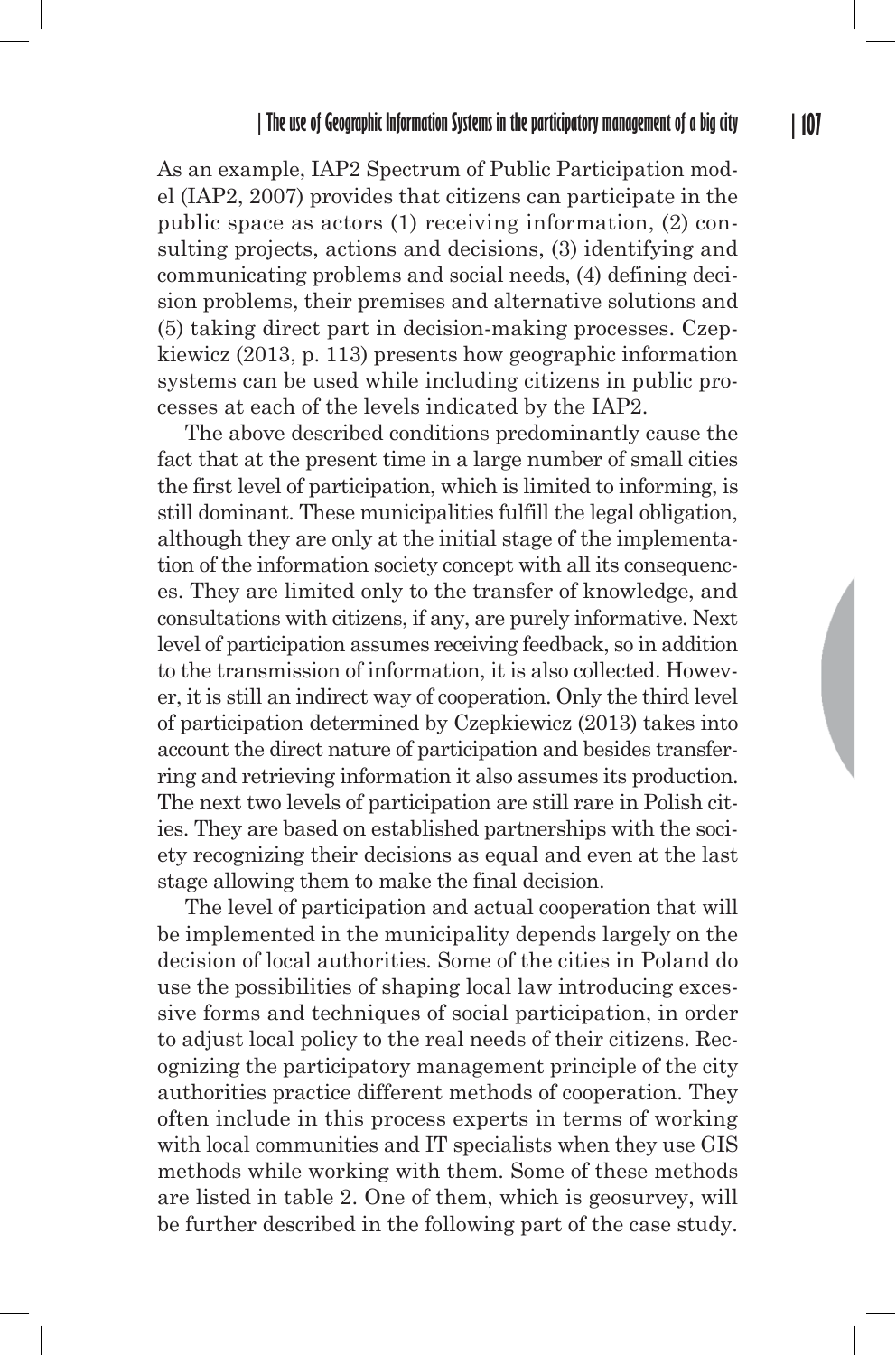As an example, IAP2 Spectrum of Public Participation model (IAP2, 2007) provides that citizens can participate in the public space as actors (1) receiving information, (2) consulting projects, actions and decisions, (3) identifying and communicating problems and social needs, (4) defining decision problems, their premises and alternative solutions and (5) taking direct part in decision-making processes. Czepkiewicz (2013, p. 113) presents how geographic information systems can be used while including citizens in public processes at each of the levels indicated by the IAP2.

The above described conditions predominantly cause the fact that at the present time in a large number of small cities the first level of participation, which is limited to informing, is still dominant. These municipalities fulfill the legal obligation, although they are only at the initial stage of the implementation of the information society concept with all its consequences. They are limited only to the transfer of knowledge, and consultations with citizens, if any, are purely informative. Next level of participation assumes receiving feedback, so in addition to the transmission of information, it is also collected. However, it is still an indirect way of cooperation. Only the third level of participation determined by Czepkiewicz (2013) takes into account the direct nature of participation and besides transferring and retrieving information it also assumes its production. The next two levels of participation are still rare in Polish cities. They are based on established partnerships with the society recognizing their decisions as equal and even at the last stage allowing them to make the final decision.

The level of participation and actual cooperation that will be implemented in the municipality depends largely on the decision of local authorities. Some of the cities in Poland do use the possibilities of shaping local law introducing excessive forms and techniques of social participation, in order to adjust local policy to the real needs of their citizens. Recognizing the participatory management principle of the city authorities practice different methods of cooperation. They often include in this process experts in terms of working with local communities and IT specialists when they use GIS methods while working with them. Some of these methods are listed in table 2. One of them, which is geosurvey, will be further described in the following part of the case study.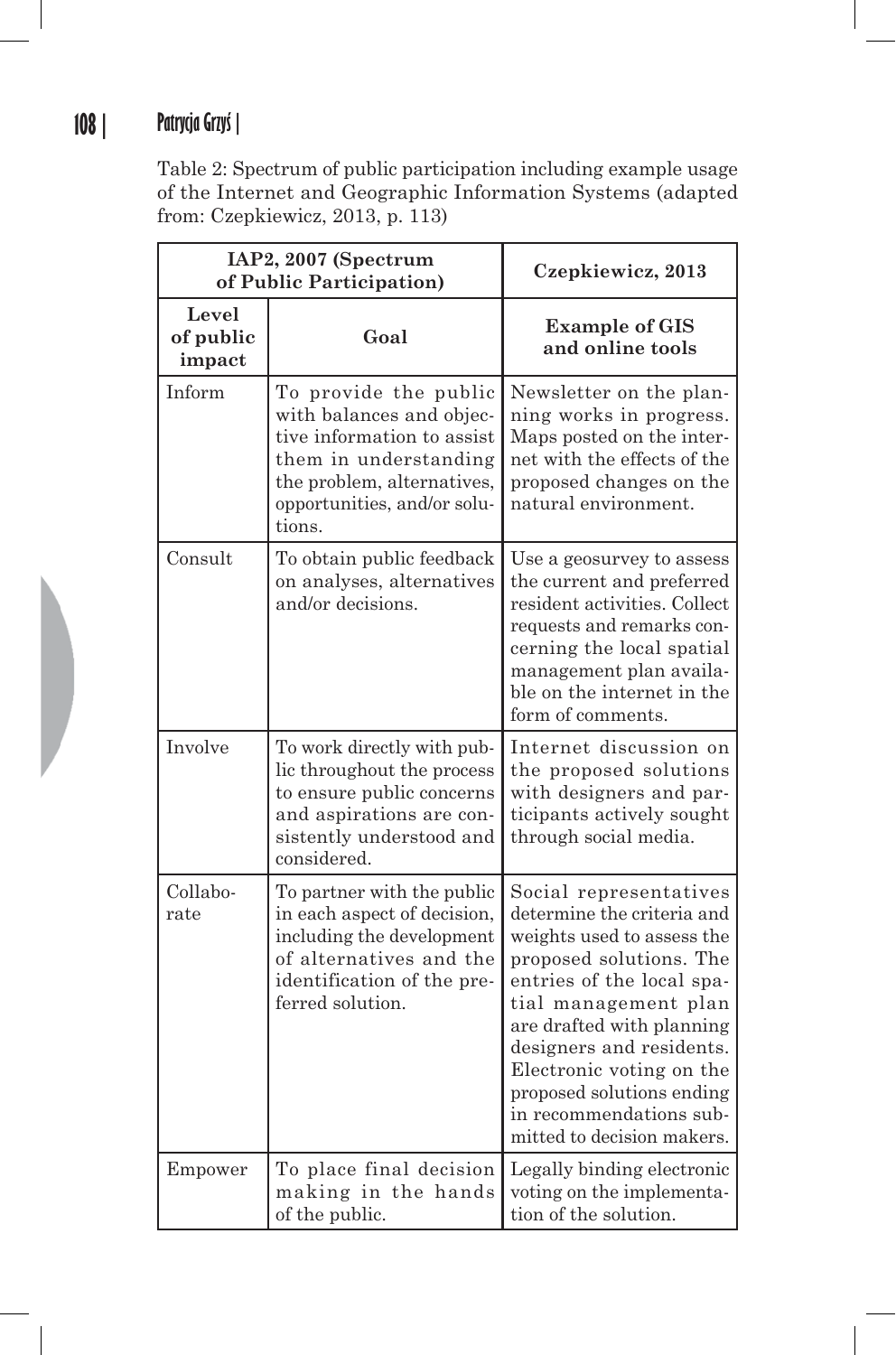Table 2: Spectrum of public participation including example usage of the Internet and Geographic Information Systems (adapted from: Czepkiewicz, 2013, p. 113)

| IAP2, 2007 (Spectrum of Public Participation) | | Czepkiewicz, 2013 |
|---|---|---|
| **Level of public impact** | **Goal** | **Example of GIS and online tools** |
| Inform | To provide the public with balances and objective information to assist them in understanding the problem, alternatives, opportunities, and/or solutions. | Newsletter on the planning works in progress. Maps posted on the internet with the effects of the proposed changes on the natural environment. |
| Consult | To obtain public feedback on analyses, alternatives and/or decisions. | Use a geosurvey to assess the current and preferred resident activities. Collect requests and remarks concerning the local spatial management plan available on the internet in the form of comments. |
| Involve | To work directly with public throughout the process to ensure public concerns and aspirations are consistently understood and considered. | Internet discussion on the proposed solutions with designers and participants actively sought through social media. |
| Collaborate | To partner with the public in each aspect of decision, including the development of alternatives and the identification of the preferred solution. | Social representatives determine the criteria and weights used to assess the proposed solutions. The entries of the local spatial management plan are drafted with planning designers and residents. Electronic voting on the proposed solutions ending in recommendations submitted to decision makers. |
| Empower | To place final decision making in the hands of the public. | Legally binding electronic voting on the implementation of the solution. |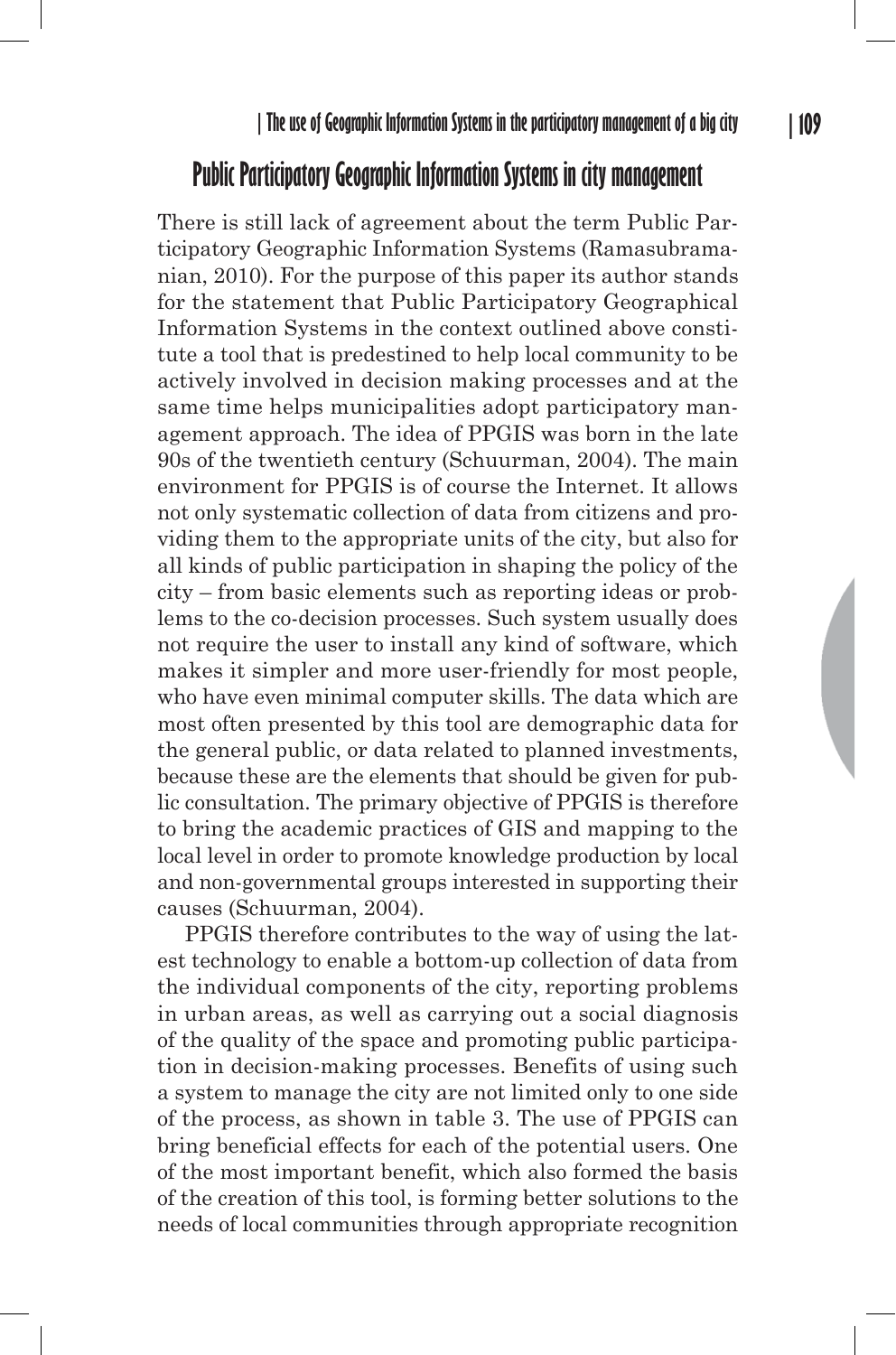## Public Participatory Geographic Information Systems in city management

There is still lack of agreement about the term Public Participatory Geographic Information Systems (Ramasubramanian, 2010). For the purpose of this paper its author stands for the statement that Public Participatory Geographical Information Systems in the context outlined above constitute a tool that is predestined to help local community to be actively involved in decision making processes and at the same time helps municipalities adopt participatory management approach. The idea of PPGIS was born in the late 90s of the twentieth century (Schuurman, 2004). The main environment for PPGIS is of course the Internet. It allows not only systematic collection of data from citizens and providing them to the appropriate units of the city, but also for all kinds of public participation in shaping the policy of the city – from basic elements such as reporting ideas or problems to the co-decision processes. Such system usually does not require the user to install any kind of software, which makes it simpler and more user-friendly for most people, who have even minimal computer skills. The data which are most often presented by this tool are demographic data for the general public, or data related to planned investments, because these are the elements that should be given for public consultation. The primary objective of PPGIS is therefore to bring the academic practices of GIS and mapping to the local level in order to promote knowledge production by local and non-governmental groups interested in supporting their causes (Schuurman, 2004).

PPGIS therefore contributes to the way of using the latest technology to enable a bottom-up collection of data from the individual components of the city, reporting problems in urban areas, as well as carrying out a social diagnosis of the quality of the space and promoting public participation in decision-making processes. Benefits of using such a system to manage the city are not limited only to one side of the process, as shown in table 3. The use of PPGIS can bring beneficial effects for each of the potential users. One of the most important benefit, which also formed the basis of the creation of this tool, is forming better solutions to the needs of local communities through appropriate recognition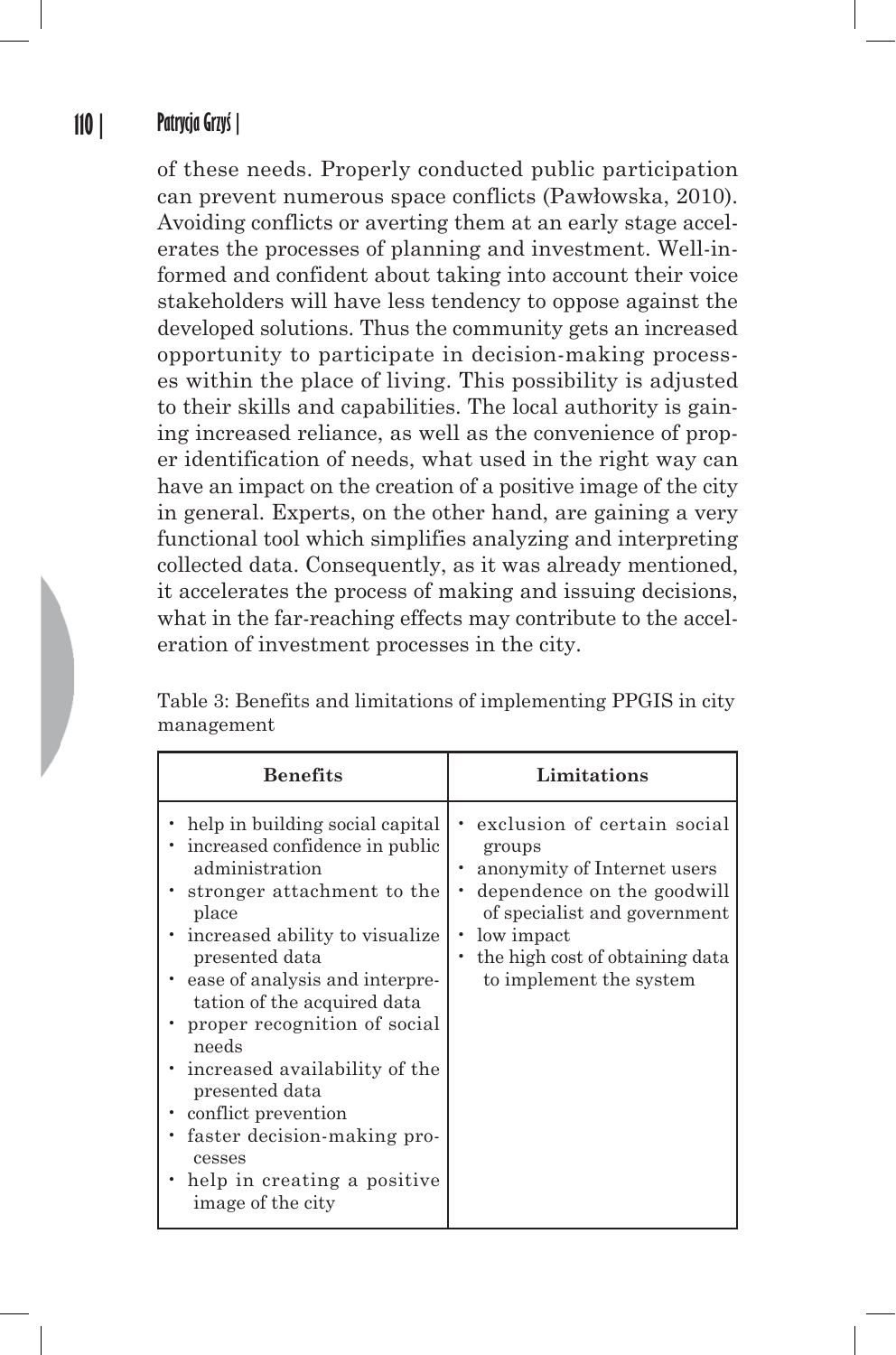of these needs. Properly conducted public participation can prevent numerous space conflicts (Pawłowska, 2010). Avoiding conflicts or averting them at an early stage accelerates the processes of planning and investment. Well-informed and confident about taking into account their voice stakeholders will have less tendency to oppose against the developed solutions. Thus the community gets an increased opportunity to participate in decision-making processes within the place of living. This possibility is adjusted to their skills and capabilities. The local authority is gaining increased reliance, as well as the convenience of proper identification of needs, what used in the right way can have an impact on the creation of a positive image of the city in general. Experts, on the other hand, are gaining a very functional tool which simplifies analyzing and interpreting collected data. Consequently, as it was already mentioned, it accelerates the process of making and issuing decisions, what in the far-reaching effects may contribute to the acceleration of investment processes in the city.

Table 3: Benefits and limitations of implementing PPGIS in city management

| Benefits | Limitations |
|---|---|
| • help in building social capital<br>• increased confidence in public administration<br>• stronger attachment to the place<br>• increased ability to visualize presented data<br>• ease of analysis and interpretation of the acquired data<br>• proper recognition of social needs<br>• increased availability of the presented data<br>• conflict prevention<br>• faster decision-making processes<br>• help in creating a positive image of the city | • exclusion of certain social groups<br>• anonymity of Internet users<br>• dependence on the goodwill of specialist and government<br>• low impact<br>• the high cost of obtaining data to implement the system |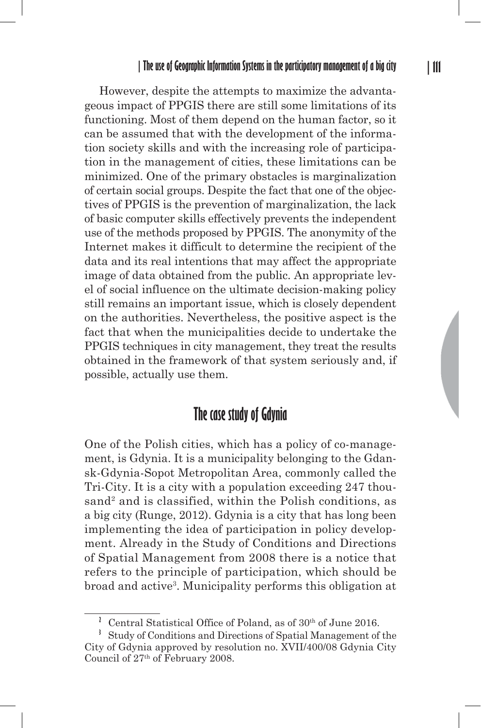However, despite the attempts to maximize the advantageous impact of PPGIS there are still some limitations of its functioning. Most of them depend on the human factor, so it can be assumed that with the development of the information society skills and with the increasing role of participation in the management of cities, these limitations can be minimized. One of the primary obstacles is marginalization of certain social groups. Despite the fact that one of the objectives of PPGIS is the prevention of marginalization, the lack of basic computer skills effectively prevents the independent use of the methods proposed by PPGIS. The anonymity of the Internet makes it difficult to determine the recipient of the data and its real intentions that may affect the appropriate image of data obtained from the public. An appropriate level of social influence on the ultimate decision-making policy still remains an important issue, which is closely dependent on the authorities. Nevertheless, the positive aspect is the fact that when the municipalities decide to undertake the PPGIS techniques in city management, they treat the results obtained in the framework of that system seriously and, if possible, actually use them.

## The case study of Gdynia

One of the Polish cities, which has a policy of co-management, is Gdynia. It is a municipality belonging to the Gdansk-Gdynia-Sopot Metropolitan Area, commonly called the Tri-City. It is a city with a population exceeding 247 thousand[2] and is classified, within the Polish conditions, as a big city (Runge, 2012). Gdynia is a city that has long been implementing the idea of participation in policy development. Already in the Study of Conditions and Directions of Spatial Management from 2008 there is a notice that refers to the principle of participation, which should be broad and active[3]. Municipality performs this obligation at

---

[2] Central Statistical Office of Poland, as of 30th of June 2016.

[3] Study of Conditions and Directions of Spatial Management of the City of Gdynia approved by resolution no. XVII/400/08 Gdynia City Council of 27th of February 2008.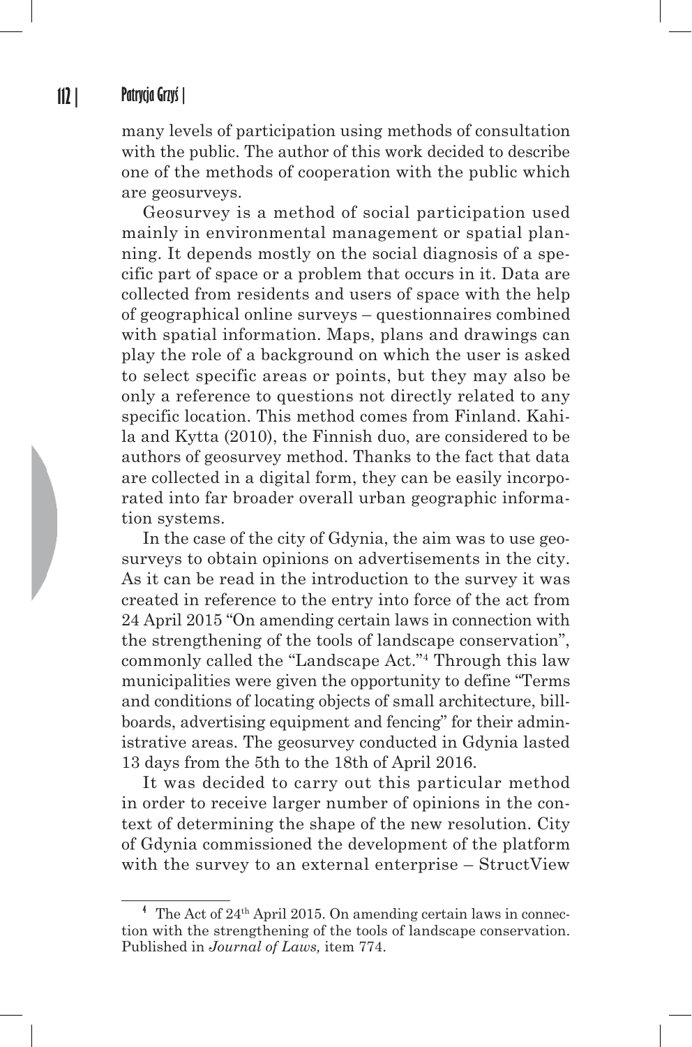many levels of participation using methods of consultation with the public. The author of this work decided to describe one of the methods of cooperation with the public which are geosurveys.

Geosurvey is a method of social participation used mainly in environmental management or spatial planning. It depends mostly on the social diagnosis of a specific part of space or a problem that occurs in it. Data are collected from residents and users of space with the help of geographical online surveys – questionnaires combined with spatial information. Maps, plans and drawings can play the role of a background on which the user is asked to select specific areas or points, but they may also be only a reference to questions not directly related to any specific location. This method comes from Finland. Kahila and Kytta (2010), the Finnish duo, are considered to be authors of geosurvey method. Thanks to the fact that data are collected in a digital form, they can be easily incorporated into far broader overall urban geographic information systems.

In the case of the city of Gdynia, the aim was to use geosurveys to obtain opinions on advertisements in the city. As it can be read in the introduction to the survey it was created in reference to the entry into force of the act from 24 April 2015 "On amending certain laws in connection with the strengthening of the tools of landscape conservation", commonly called the "Landscape Act."[4] Through this law municipalities were given the opportunity to define "Terms and conditions of locating objects of small architecture, billboards, advertising equipment and fencing" for their administrative areas. The geosurvey conducted in Gdynia lasted 13 days from the 5th to the 18th of April 2016.

It was decided to carry out this particular method in order to receive larger number of opinions in the context of determining the shape of the new resolution. City of Gdynia commissioned the development of the platform with the survey to an external enterprise – StructView

---

[4] The Act of 24th April 2015. On amending certain laws in connection with the strengthening of the tools of landscape conservation. Published in *Journal of Laws,* item 774.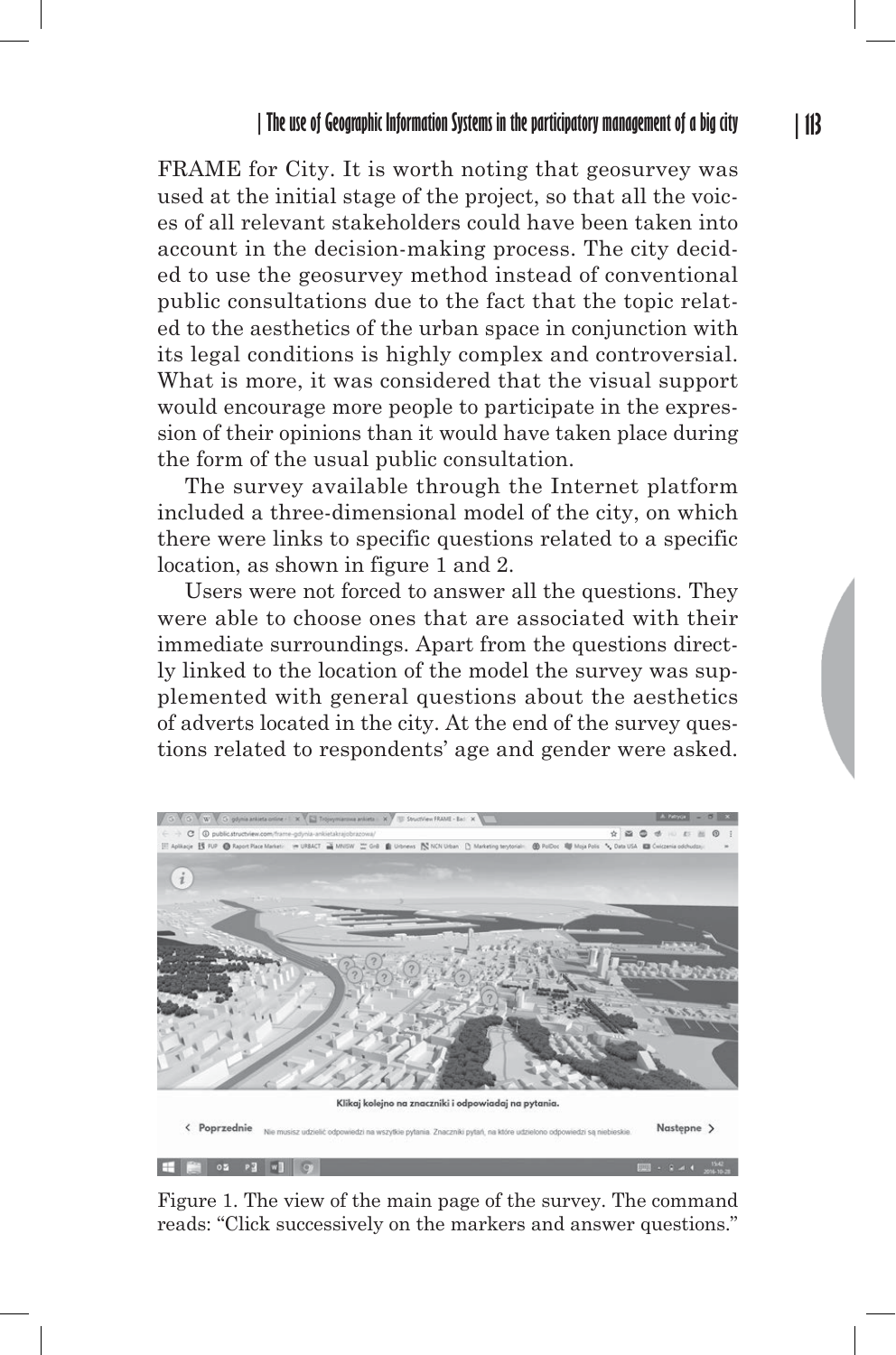FRAME for City. It is worth noting that geosurvey was used at the initial stage of the project, so that all the voices of all relevant stakeholders could have been taken into account in the decision-making process. The city decided to use the geosurvey method instead of conventional public consultations due to the fact that the topic related to the aesthetics of the urban space in conjunction with its legal conditions is highly complex and controversial. What is more, it was considered that the visual support would encourage more people to participate in the expression of their opinions than it would have taken place during the form of the usual public consultation.

The survey available through the Internet platform included a three-dimensional model of the city, on which there were links to specific questions related to a specific location, as shown in figure 1 and 2.

Users were not forced to answer all the questions. They were able to choose ones that are associated with their immediate surroundings. Apart from the questions directly linked to the location of the model the survey was supplemented with general questions about the aesthetics of adverts located in the city. At the end of the survey questions related to respondents' age and gender were asked.

Figure 1. The view of the main page of the survey. The command reads: "Click successively on the markers and answer questions."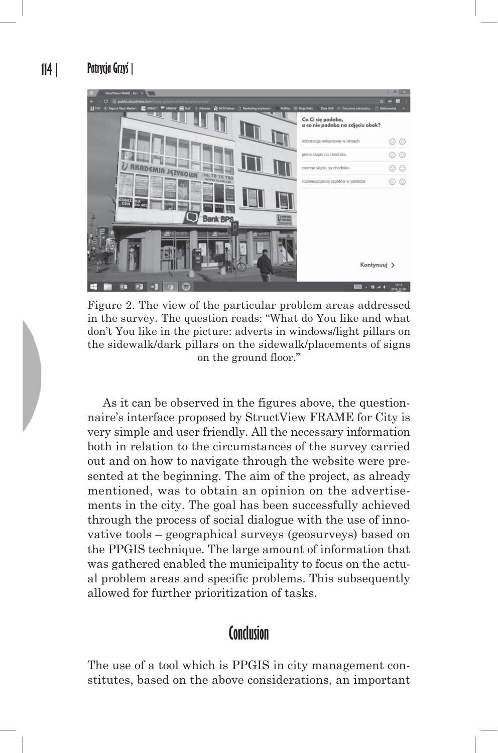Figure 2. The view of the particular problem areas addressed in the survey. The question reads: "What do You like and what don't You like in the picture: adverts in windows/light pillars on the sidewalk/dark pillars on the sidewalk/placements of signs on the ground floor."

As it can be observed in the figures above, the questionnaire's interface proposed by StructView FRAME for City is very simple and user friendly. All the necessary information both in relation to the circumstances of the survey carried out and on how to navigate through the website were presented at the beginning. The aim of the project, as already mentioned, was to obtain an opinion on the advertisements in the city. The goal has been successfully achieved through the process of social dialogue with the use of innovative tools – geographical surveys (geosurveys) based on the PPGIS technique. The large amount of information that was gathered enabled the municipality to focus on the actual problem areas and specific problems. This subsequently allowed for further prioritization of tasks.

## Conclusion

The use of a tool which is PPGIS in city management constitutes, based on the above considerations, an important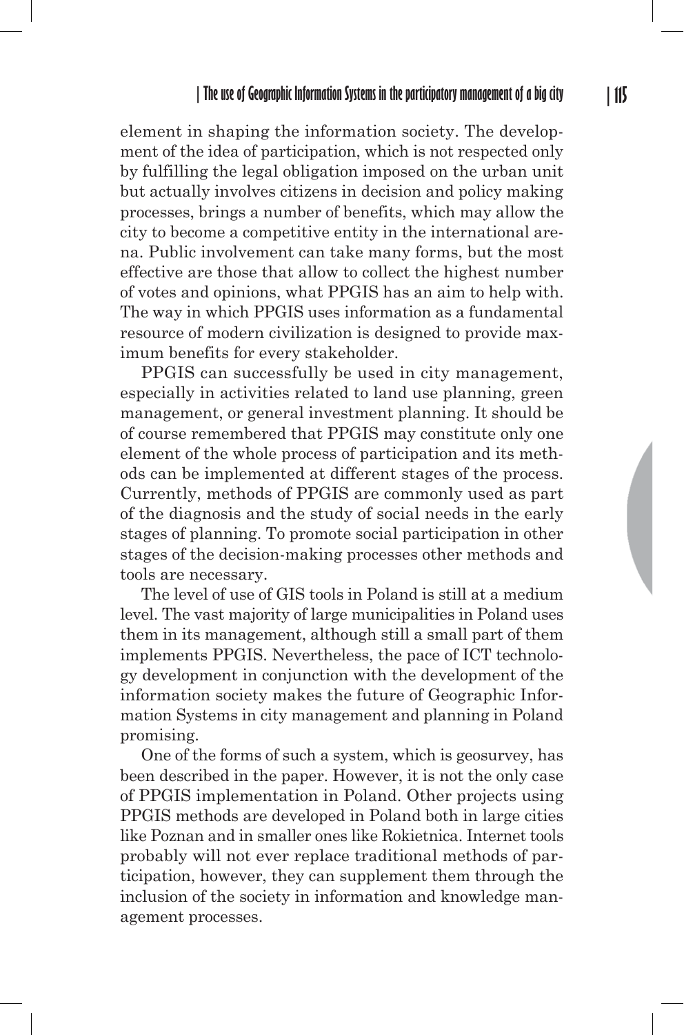element in shaping the information society. The development of the idea of participation, which is not respected only by fulfilling the legal obligation imposed on the urban unit but actually involves citizens in decision and policy making processes, brings a number of benefits, which may allow the city to become a competitive entity in the international arena. Public involvement can take many forms, but the most effective are those that allow to collect the highest number of votes and opinions, what PPGIS has an aim to help with. The way in which PPGIS uses information as a fundamental resource of modern civilization is designed to provide maximum benefits for every stakeholder.

PPGIS can successfully be used in city management, especially in activities related to land use planning, green management, or general investment planning. It should be of course remembered that PPGIS may constitute only one element of the whole process of participation and its methods can be implemented at different stages of the process. Currently, methods of PPGIS are commonly used as part of the diagnosis and the study of social needs in the early stages of planning. To promote social participation in other stages of the decision-making processes other methods and tools are necessary.

The level of use of GIS tools in Poland is still at a medium level. The vast majority of large municipalities in Poland uses them in its management, although still a small part of them implements PPGIS. Nevertheless, the pace of ICT technology development in conjunction with the development of the information society makes the future of Geographic Information Systems in city management and planning in Poland promising.

One of the forms of such a system, which is geosurvey, has been described in the paper. However, it is not the only case of PPGIS implementation in Poland. Other projects using PPGIS methods are developed in Poland both in large cities like Poznan and in smaller ones like Rokietnica. Internet tools probably will not ever replace traditional methods of participation, however, they can supplement them through the inclusion of the society in information and knowledge management processes.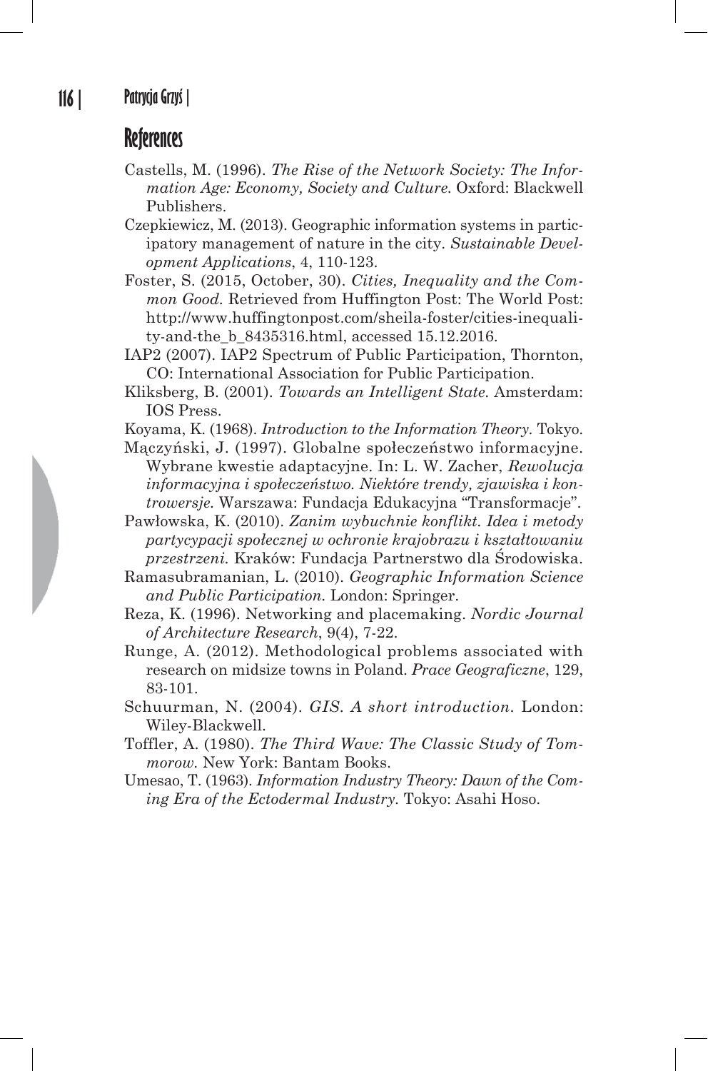## References

Castells, M. (1996). *The Rise of the Network Society: The Information Age: Economy, Society and Culture.* Oxford: Blackwell Publishers.

Czepkiewicz, M. (2013). Geographic information systems in participatory management of nature in the city. *Sustainable Development Applications*, 4, 110-123.

Foster, S. (2015, October, 30). *Cities, Inequality and the Common Good.* Retrieved from Huffington Post: The World Post: http://www.huffingtonpost.com/sheila-foster/cities-inequality-and-the_b_8435316.html, accessed 15.12.2016.

IAP2 (2007). IAP2 Spectrum of Public Participation, Thornton, CO: International Association for Public Participation.

Kliksberg, B. (2001). *Towards an Intelligent State.* Amsterdam: IOS Press.

Koyama, K. (1968). *Introduction to the Information Theory.* Tokyo.

Mączyński, J. (1997). Globalne społeczeństwo informacyjne. Wybrane kwestie adaptacyjne. In: L. W. Zacher, *Rewolucja informacyjna i społeczeństwo. Niektóre trendy, zjawiska i kontrowersje.* Warszawa: Fundacja Edukacyjna "Transformacje".

Pawłowska, K. (2010). *Zanim wybuchnie konflikt. Idea i metody partycypacji społecznej w ochronie krajobrazu i kształtowaniu przestrzeni.* Kraków: Fundacja Partnerstwo dla Środowiska.

Ramasubramanian, L. (2010). *Geographic Information Science and Public Participation.* London: Springer.

Reza, K. (1996). Networking and placemaking. *Nordic Journal of Architecture Research*, 9(4), 7-22.

Runge, A. (2012). Methodological problems associated with research on midsize towns in Poland. *Prace Geograficzne*, 129, 83-101.

Schuurman, N. (2004). *GIS. A short introduction.* London: Wiley-Blackwell.

Toffler, A. (1980). *The Third Wave: The Classic Study of Tommorow.* New York: Bantam Books.

Umesao, T. (1963). *Information Industry Theory: Dawn of the Coming Era of the Ectodermal Industry.* Tokyo: Asahi Hoso.